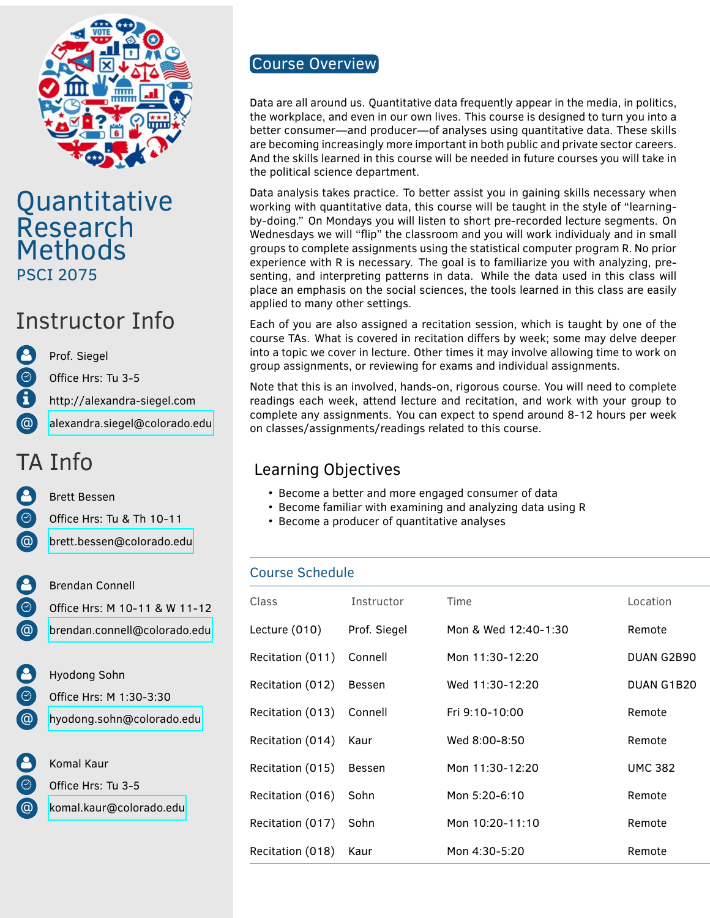# Quantitative Research Methods

PSCI 2075

## Instructor Info

Prof. Siegel

Office Hrs: Tu 3-5

http://alexandra-siegel.com

alexandra.siegel@colorado.edu

## TA Info

Brett Bessen

Office Hrs: Tu & Th 10-11

brett.bessen@colorado.edu

Brendan Connell

Office Hrs: M 10-11 & W 11-12

brendan.connell@colorado.edu

Hyodong Sohn

Office Hrs: M 1:30-3:30

hyodong.sohn@colorado.edu

Komal Kaur

Office Hrs: Tu 3-5

komal.kaur@colorado.edu

## Course Overview

Data are all around us. Quantitative data frequently appear in the media, in politics, the workplace, and even in our own lives. This course is designed to turn you into a better consumer—and producer—of analyses using quantitative data. These skills are becoming increasingly more important in both public and private sector careers. And the skills learned in this course will be needed in future courses you will take in the political science department.

Data analysis takes practice. To better assist you in gaining skills necessary when working with quantitative data, this course will be taught in the style of "learning-by-doing." On Mondays you will listen to short pre-recorded lecture segments. On Wednesdays we will "flip" the classroom and you will work individualy and in small groups to complete assignments using the statistical computer program R. No prior experience with R is necessary. The goal is to familiarize you with analyzing, presenting, and interpreting patterns in data. While the data used in this class will place an emphasis on the social sciences, the tools learned in this class are easily applied to many other settings.

Each of you are also assigned a recitation session, which is taught by one of the course TAs. What is covered in recitation differs by week; some may delve deeper into a topic we cover in lecture. Other times it may involve allowing time to work on group assignments, or reviewing for exams and individual assignments.

Note that this is an involved, hands-on, rigorous course. You will need to complete readings each week, attend lecture and recitation, and work with your group to complete any assignments. You can expect to spend around 8-12 hours per week on classes/assignments/readings related to this course.

### Learning Objectives

- Become a better and more engaged consumer of data
- Become familiar with examining and analyzing data using R
- Become a producer of quantitative analyses

### Course Schedule

| Class | Instructor | Time | Location |
|---|---|---|---|
| Lecture (010) | Prof. Siegel | Mon & Wed 12:40-1:30 | Remote |
| Recitation (011) | Connell | Mon 11:30-12:20 | DUAN G2B90 |
| Recitation (012) | Bessen | Wed 11:30-12:20 | DUAN G1B20 |
| Recitation (013) | Connell | Fri 9:10-10:00 | Remote |
| Recitation (014) | Kaur | Wed 8:00-8:50 | Remote |
| Recitation (015) | Bessen | Mon 11:30-12:20 | UMC 382 |
| Recitation (016) | Sohn | Mon 5:20-6:10 | Remote |
| Recitation (017) | Sohn | Mon 10:20-11:10 | Remote |
| Recitation (018) | Kaur | Mon 4:30-5:20 | Remote |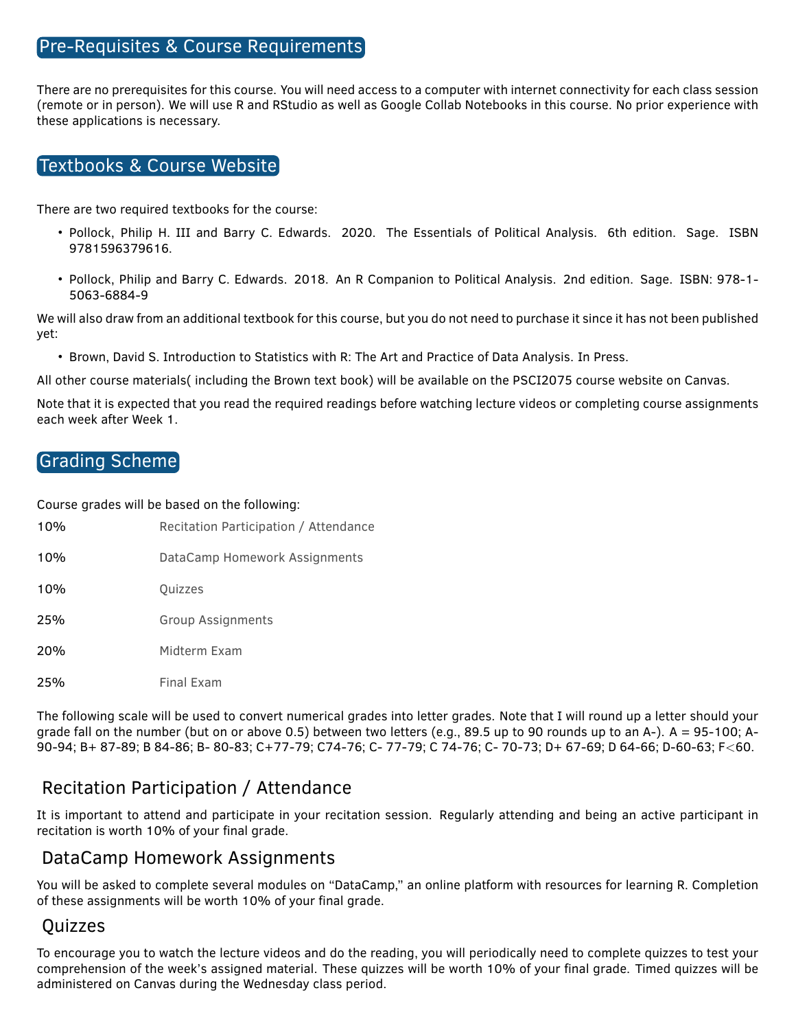## Pre-Requisites & Course Requirements

There are no prerequisites for this course. You will need access to a computer with internet connectivity for each class session (remote or in person). We will use R and RStudio as well as Google Collab Notebooks in this course. No prior experience with these applications is necessary.

## Textbooks & Course Website

There are two required textbooks for the course:

- Pollock, Philip H. III and Barry C. Edwards. 2020. The Essentials of Political Analysis. 6th edition. Sage. ISBN 9781596379616.
- Pollock, Philip and Barry C. Edwards. 2018. An R Companion to Political Analysis. 2nd edition. Sage. ISBN: 978-1-5063-6884-9

We will also draw from an additional textbook for this course, but you do not need to purchase it since it has not been published yet:

- Brown, David S. Introduction to Statistics with R: The Art and Practice of Data Analysis. In Press.

All other course materials( including the Brown text book) will be available on the PSCI2075 course website on Canvas.

Note that it is expected that you read the required readings before watching lecture videos or completing course assignments each week after Week 1.

## Grading Scheme

Course grades will be based on the following:

| | |
|---|---|
| 10% | Recitation Participation / Attendance |
| 10% | DataCamp Homework Assignments |
| 10% | Quizzes |
| 25% | Group Assignments |
| 20% | Midterm Exam |
| 25% | Final Exam |

The following scale will be used to convert numerical grades into letter grades. Note that I will round up a letter should your grade fall on the number (but on or above 0.5) between two letters (e.g., 89.5 up to 90 rounds up to an A-). A = 95-100; A- 90-94; B+ 87-89; B 84-86; B- 80-83; C+77-79; C74-76; C- 77-79; C 74-76; C- 70-73; D+ 67-69; D 64-66; D-60-63; F<60.

### Recitation Participation / Attendance

It is important to attend and participate in your recitation session. Regularly attending and being an active participant in recitation is worth 10% of your final grade.

### DataCamp Homework Assignments

You will be asked to complete several modules on "DataCamp," an online platform with resources for learning R. Completion of these assignments will be worth 10% of your final grade.

### Quizzes

To encourage you to watch the lecture videos and do the reading, you will periodically need to complete quizzes to test your comprehension of the week's assigned material. These quizzes will be worth 10% of your final grade. Timed quizzes will be administered on Canvas during the Wednesday class period.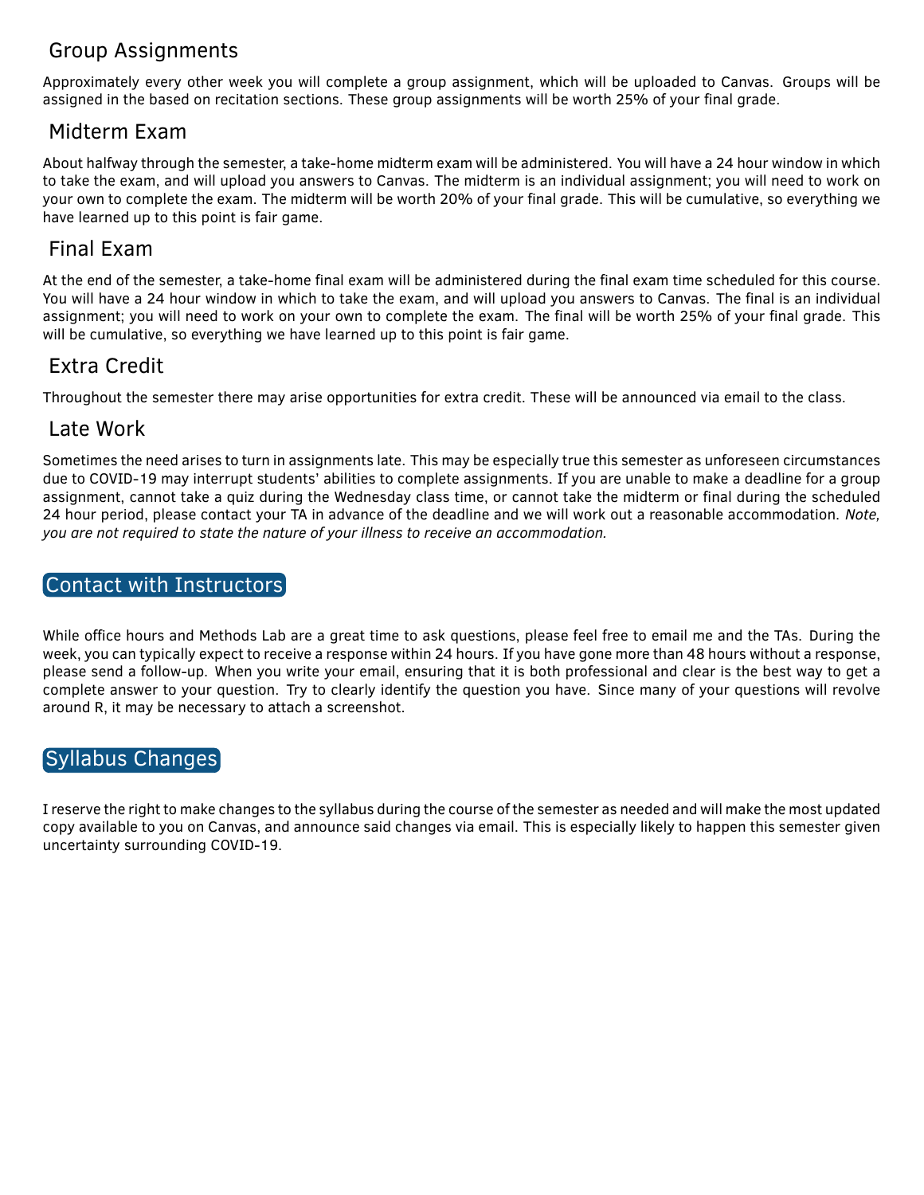### Group Assignments

Approximately every other week you will complete a group assignment, which will be uploaded to Canvas. Groups will be assigned in the based on recitation sections. These group assignments will be worth 25% of your final grade.

### Midterm Exam

About halfway through the semester, a take-home midterm exam will be administered. You will have a 24 hour window in which to take the exam, and will upload you answers to Canvas. The midterm is an individual assignment; you will need to work on your own to complete the exam. The midterm will be worth 20% of your final grade. This will be cumulative, so everything we have learned up to this point is fair game.

### Final Exam

At the end of the semester, a take-home final exam will be administered during the final exam time scheduled for this course. You will have a 24 hour window in which to take the exam, and will upload you answers to Canvas. The final is an individual assignment; you will need to work on your own to complete the exam. The final will be worth 25% of your final grade. This will be cumulative, so everything we have learned up to this point is fair game.

### Extra Credit

Throughout the semester there may arise opportunities for extra credit. These will be announced via email to the class.

### Late Work

Sometimes the need arises to turn in assignments late. This may be especially true this semester as unforeseen circumstances due to COVID-19 may interrupt students' abilities to complete assignments. If you are unable to make a deadline for a group assignment, cannot take a quiz during the Wednesday class time, or cannot take the midterm or final during the scheduled 24 hour period, please contact your TA in advance of the deadline and we will work out a reasonable accommodation. *Note, you are not required to state the nature of your illness to receive an accommodation.*

## Contact with Instructors

While office hours and Methods Lab are a great time to ask questions, please feel free to email me and the TAs. During the week, you can typically expect to receive a response within 24 hours. If you have gone more than 48 hours without a response, please send a follow-up. When you write your email, ensuring that it is both professional and clear is the best way to get a complete answer to your question. Try to clearly identify the question you have. Since many of your questions will revolve around R, it may be necessary to attach a screenshot.

## Syllabus Changes

I reserve the right to make changes to the syllabus during the course of the semester as needed and will make the most updated copy available to you on Canvas, and announce said changes via email. This is especially likely to happen this semester given uncertainty surrounding COVID-19.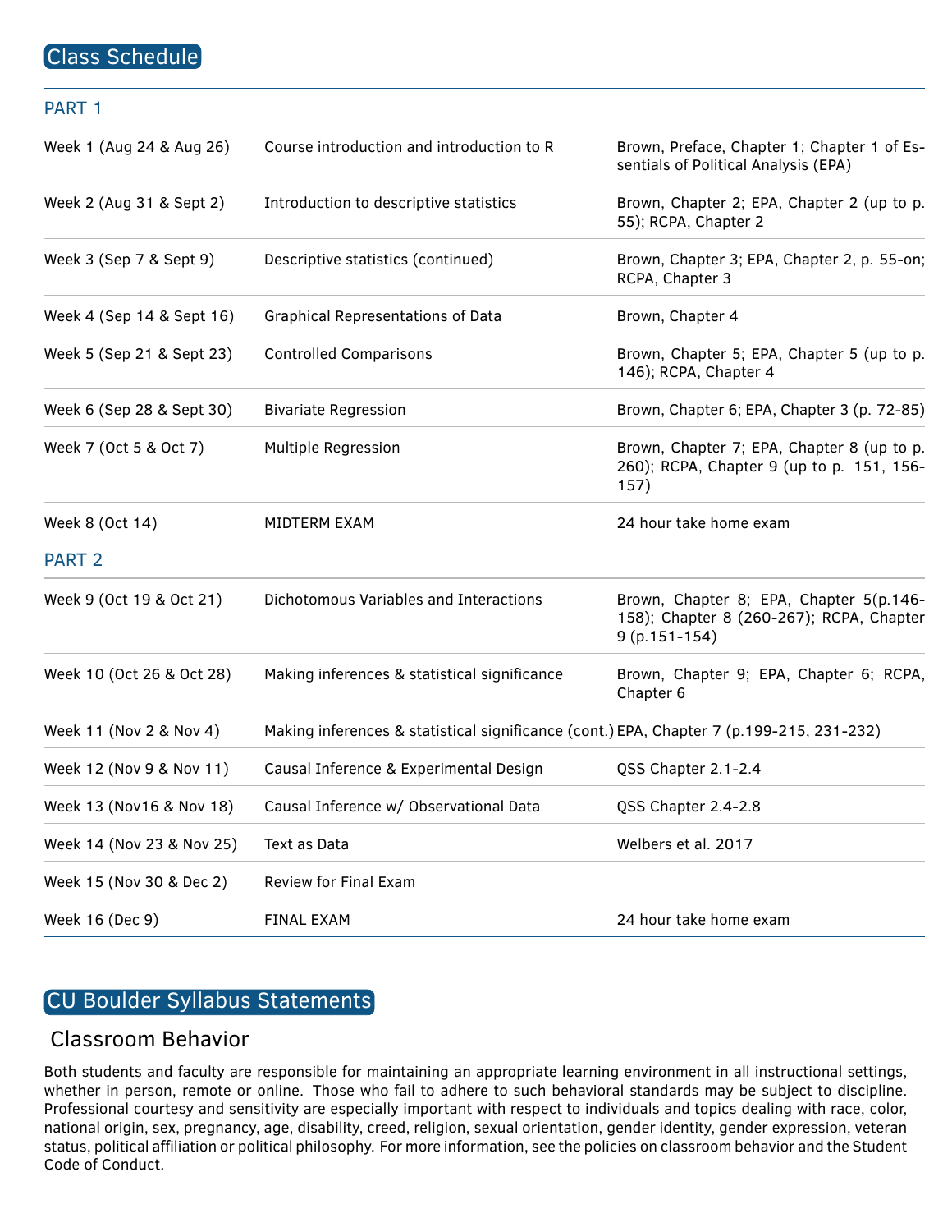## Class Schedule

| | | |
|---|---|---|
| **PART 1** | | |
| Week 1 (Aug 24 & Aug 26) | Course introduction and introduction to R | Brown, Preface, Chapter 1; Chapter 1 of Essentials of Political Analysis (EPA) |
| Week 2 (Aug 31 & Sept 2) | Introduction to descriptive statistics | Brown, Chapter 2; EPA, Chapter 2 (up to p. 55); RCPA, Chapter 2 |
| Week 3 (Sep 7 & Sept 9) | Descriptive statistics (continued) | Brown, Chapter 3; EPA, Chapter 2, p. 55-on; RCPA, Chapter 3 |
| Week 4 (Sep 14 & Sept 16) | Graphical Representations of Data | Brown, Chapter 4 |
| Week 5 (Sep 21 & Sept 23) | Controlled Comparisons | Brown, Chapter 5; EPA, Chapter 5 (up to p. 146); RCPA, Chapter 4 |
| Week 6 (Sep 28 & Sept 30) | Bivariate Regression | Brown, Chapter 6; EPA, Chapter 3 (p. 72-85) |
| Week 7 (Oct 5 & Oct 7) | Multiple Regression | Brown, Chapter 7; EPA, Chapter 8 (up to p. 260); RCPA, Chapter 9 (up to p. 151, 156-157) |
| Week 8 (Oct 14) | MIDTERM EXAM | 24 hour take home exam |
| **PART 2** | | |
| Week 9 (Oct 19 & Oct 21) | Dichotomous Variables and Interactions | Brown, Chapter 8; EPA, Chapter 5(p.146-158); Chapter 8 (260-267); RCPA, Chapter 9 (p.151-154) |
| Week 10 (Oct 26 & Oct 28) | Making inferences & statistical significance | Brown, Chapter 9; EPA, Chapter 6; RCPA, Chapter 6 |
| Week 11 (Nov 2 & Nov 4) | Making inferences & statistical significance (cont.) | EPA, Chapter 7 (p.199-215, 231-232) |
| Week 12 (Nov 9 & Nov 11) | Causal Inference & Experimental Design | QSS Chapter 2.1-2.4 |
| Week 13 (Nov16 & Nov 18) | Causal Inference w/ Observational Data | QSS Chapter 2.4-2.8 |
| Week 14 (Nov 23 & Nov 25) | Text as Data | Welbers et al. 2017 |
| Week 15 (Nov 30 & Dec 2) | Review for Final Exam | |
| Week 16 (Dec 9) | FINAL EXAM | 24 hour take home exam |

## CU Boulder Syllabus Statements

### Classroom Behavior

Both students and faculty are responsible for maintaining an appropriate learning environment in all instructional settings, whether in person, remote or online. Those who fail to adhere to such behavioral standards may be subject to discipline. Professional courtesy and sensitivity are especially important with respect to individuals and topics dealing with race, color, national origin, sex, pregnancy, age, disability, creed, religion, sexual orientation, gender identity, gender expression, veteran status, political affiliation or political philosophy. For more information, see the policies on classroom behavior and the Student Code of Conduct.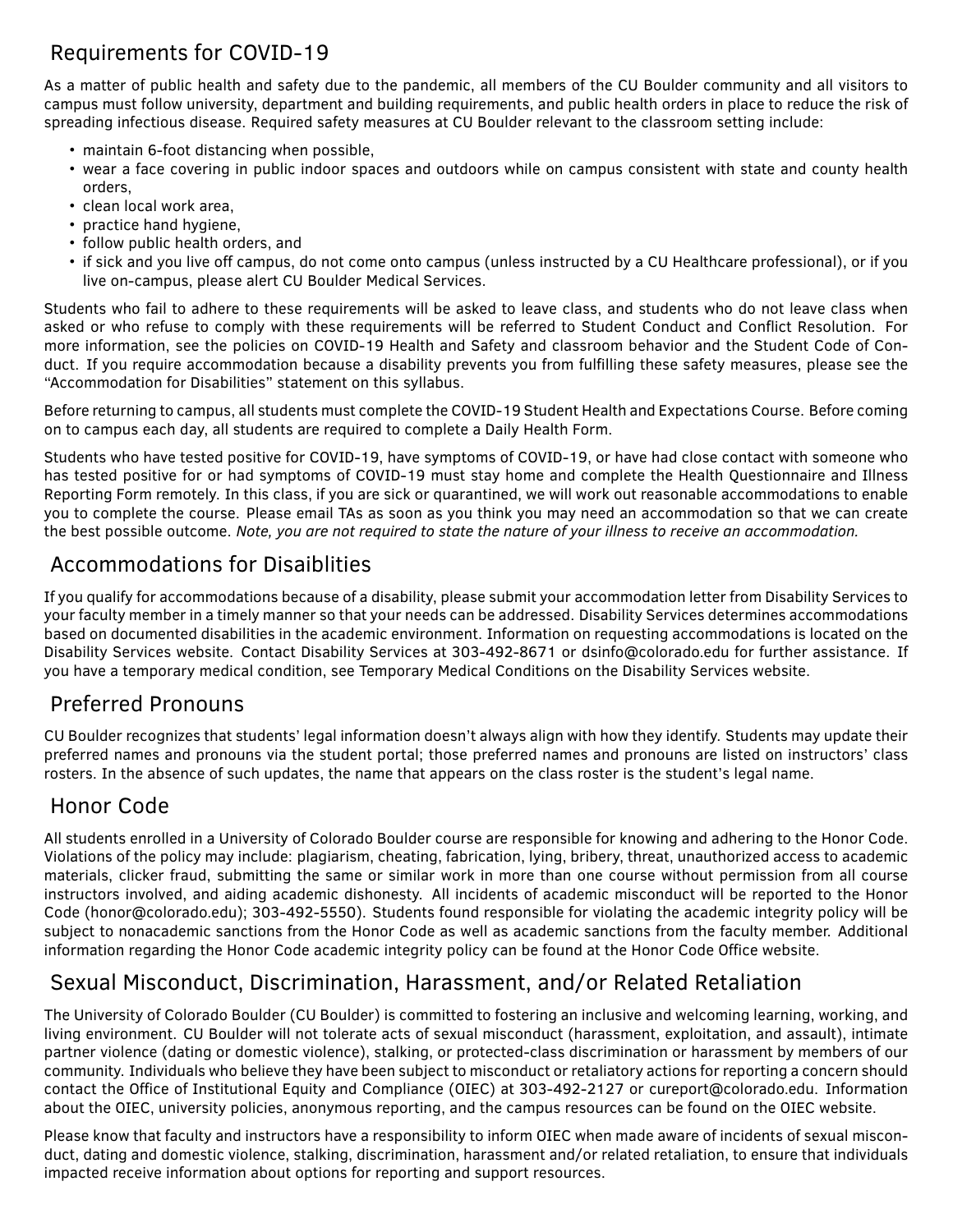## Requirements for COVID-19

As a matter of public health and safety due to the pandemic, all members of the CU Boulder community and all visitors to campus must follow university, department and building requirements, and public health orders in place to reduce the risk of spreading infectious disease. Required safety measures at CU Boulder relevant to the classroom setting include:

- maintain 6-foot distancing when possible,
- wear a face covering in public indoor spaces and outdoors while on campus consistent with state and county health orders,
- clean local work area,
- practice hand hygiene,
- follow public health orders, and
- if sick and you live off campus, do not come onto campus (unless instructed by a CU Healthcare professional), or if you live on-campus, please alert CU Boulder Medical Services.

Students who fail to adhere to these requirements will be asked to leave class, and students who do not leave class when asked or who refuse to comply with these requirements will be referred to Student Conduct and Conflict Resolution. For more information, see the policies on COVID-19 Health and Safety and classroom behavior and the Student Code of Conduct. If you require accommodation because a disability prevents you from fulfilling these safety measures, please see the "Accommodation for Disabilities" statement on this syllabus.

Before returning to campus, all students must complete the COVID-19 Student Health and Expectations Course. Before coming on to campus each day, all students are required to complete a Daily Health Form.

Students who have tested positive for COVID-19, have symptoms of COVID-19, or have had close contact with someone who has tested positive for or had symptoms of COVID-19 must stay home and complete the Health Questionnaire and Illness Reporting Form remotely. In this class, if you are sick or quarantined, we will work out reasonable accommodations to enable you to complete the course. Please email TAs as soon as you think you may need an accommodation so that we can create the best possible outcome. *Note, you are not required to state the nature of your illness to receive an accommodation.*

## Accommodations for Disaiblities

If you qualify for accommodations because of a disability, please submit your accommodation letter from Disability Services to your faculty member in a timely manner so that your needs can be addressed. Disability Services determines accommodations based on documented disabilities in the academic environment. Information on requesting accommodations is located on the Disability Services website. Contact Disability Services at 303-492-8671 or dsinfo@colorado.edu for further assistance. If you have a temporary medical condition, see Temporary Medical Conditions on the Disability Services website.

## Preferred Pronouns

CU Boulder recognizes that students' legal information doesn't always align with how they identify. Students may update their preferred names and pronouns via the student portal; those preferred names and pronouns are listed on instructors' class rosters. In the absence of such updates, the name that appears on the class roster is the student's legal name.

## Honor Code

All students enrolled in a University of Colorado Boulder course are responsible for knowing and adhering to the Honor Code. Violations of the policy may include: plagiarism, cheating, fabrication, lying, bribery, threat, unauthorized access to academic materials, clicker fraud, submitting the same or similar work in more than one course without permission from all course instructors involved, and aiding academic dishonesty. All incidents of academic misconduct will be reported to the Honor Code (honor@colorado.edu); 303-492-5550). Students found responsible for violating the academic integrity policy will be subject to nonacademic sanctions from the Honor Code as well as academic sanctions from the faculty member. Additional information regarding the Honor Code academic integrity policy can be found at the Honor Code Office website.

## Sexual Misconduct, Discrimination, Harassment, and/or Related Retaliation

The University of Colorado Boulder (CU Boulder) is committed to fostering an inclusive and welcoming learning, working, and living environment. CU Boulder will not tolerate acts of sexual misconduct (harassment, exploitation, and assault), intimate partner violence (dating or domestic violence), stalking, or protected-class discrimination or harassment by members of our community. Individuals who believe they have been subject to misconduct or retaliatory actions for reporting a concern should contact the Office of Institutional Equity and Compliance (OIEC) at 303-492-2127 or cureport@colorado.edu. Information about the OIEC, university policies, anonymous reporting, and the campus resources can be found on the OIEC website.

Please know that faculty and instructors have a responsibility to inform OIEC when made aware of incidents of sexual misconduct, dating and domestic violence, stalking, discrimination, harassment and/or related retaliation, to ensure that individuals impacted receive information about options for reporting and support resources.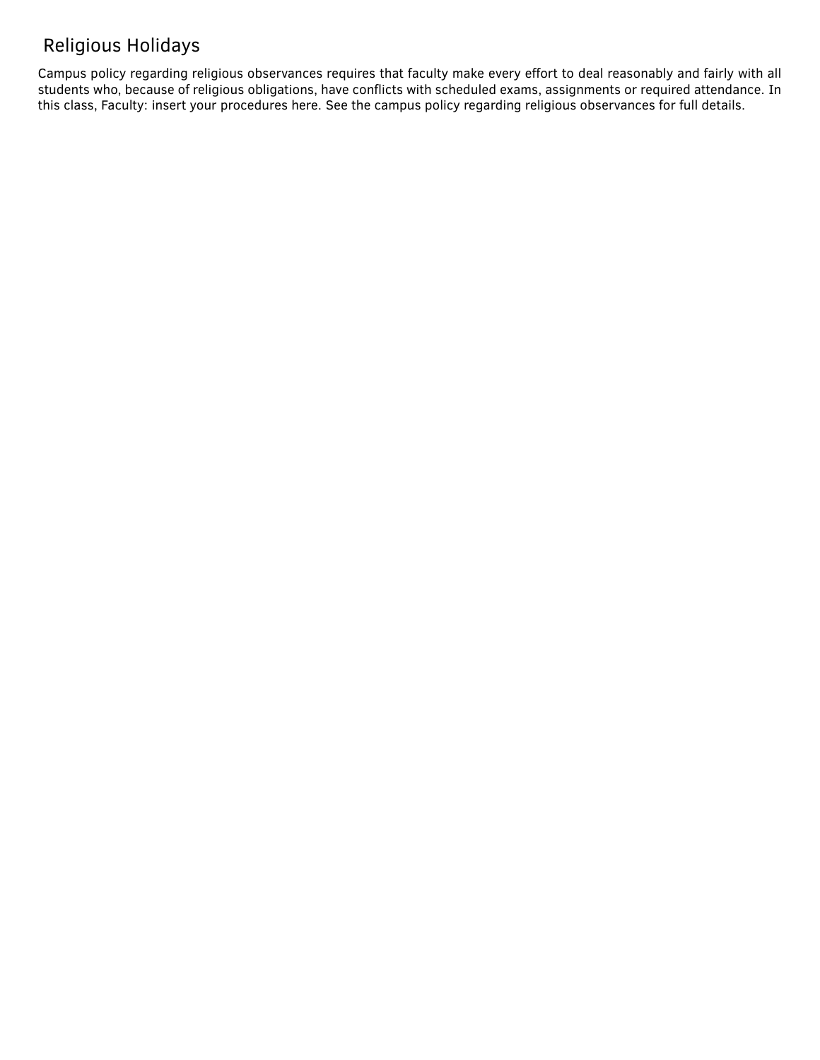## Religious Holidays

Campus policy regarding religious observances requires that faculty make every effort to deal reasonably and fairly with all students who, because of religious obligations, have conflicts with scheduled exams, assignments or required attendance. In this class, Faculty: insert your procedures here. See the campus policy regarding religious observances for full details.